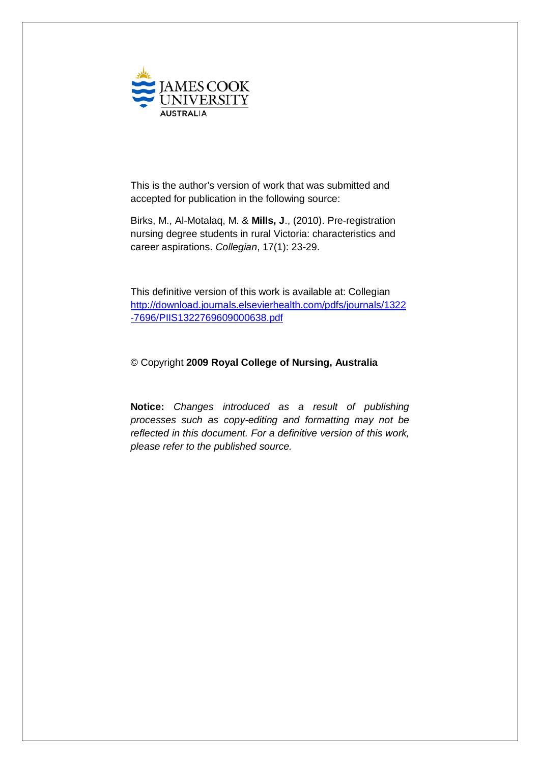JAMES COOK UNIVERSITY AUSTRALIA

This is the author's version of work that was submitted and accepted for publication in the following source:

Birks, M., Al-Motalaq, M. & **Mills, J**., (2010). Pre-registration nursing degree students in rural Victoria: characteristics and career aspirations. *Collegian*, 17(1): 23-29.

This definitive version of this work is available at: Collegian [http://download.journals.elsevierhealth.com/pdfs/journals/1322-7696/PIIS1322769609000638.pdf](http://download.journals.elsevierhealth.com/pdfs/journals/1322-7696/PIIS1322769609000638.pdf)

© Copyright **2009 Royal College of Nursing, Australia**

**Notice:** *Changes introduced as a result of publishing processes such as copy-editing and formatting may not be reflected in this document. For a definitive version of this work, please refer to the published source.*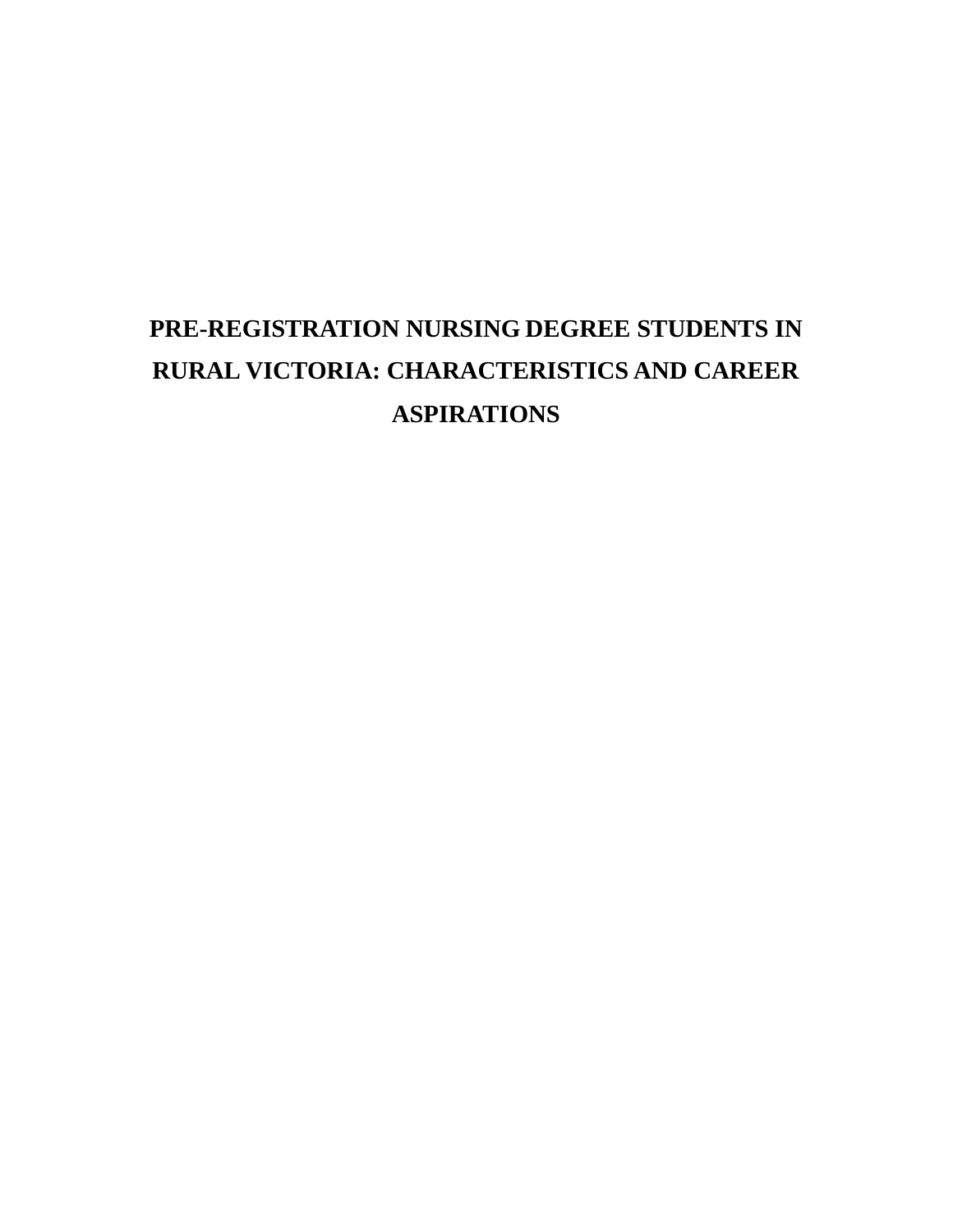# PRE-REGISTRATION NURSING DEGREE STUDENTS IN RURAL VICTORIA: CHARACTERISTICS AND CAREER ASPIRATIONS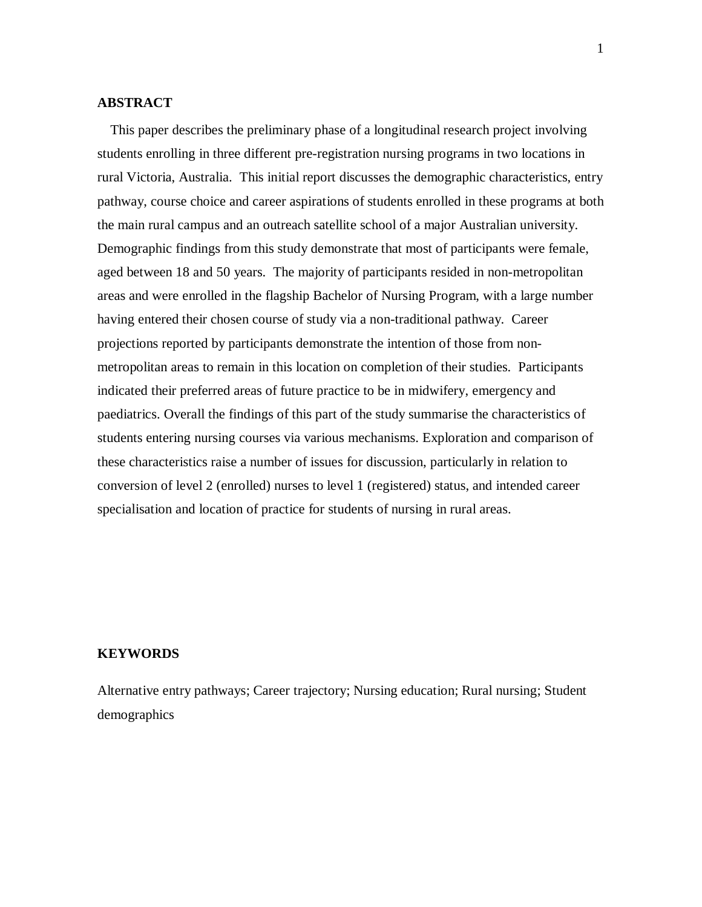## ABSTRACT

This paper describes the preliminary phase of a longitudinal research project involving students enrolling in three different pre-registration nursing programs in two locations in rural Victoria, Australia. This initial report discusses the demographic characteristics, entry pathway, course choice and career aspirations of students enrolled in these programs at both the main rural campus and an outreach satellite school of a major Australian university. Demographic findings from this study demonstrate that most of participants were female, aged between 18 and 50 years. The majority of participants resided in non-metropolitan areas and were enrolled in the flagship Bachelor of Nursing Program, with a large number having entered their chosen course of study via a non-traditional pathway. Career projections reported by participants demonstrate the intention of those from non-metropolitan areas to remain in this location on completion of their studies. Participants indicated their preferred areas of future practice to be in midwifery, emergency and paediatrics. Overall the findings of this part of the study summarise the characteristics of students entering nursing courses via various mechanisms. Exploration and comparison of these characteristics raise a number of issues for discussion, particularly in relation to conversion of level 2 (enrolled) nurses to level 1 (registered) status, and intended career specialisation and location of practice for students of nursing in rural areas.

## KEYWORDS

Alternative entry pathways; Career trajectory; Nursing education; Rural nursing; Student demographics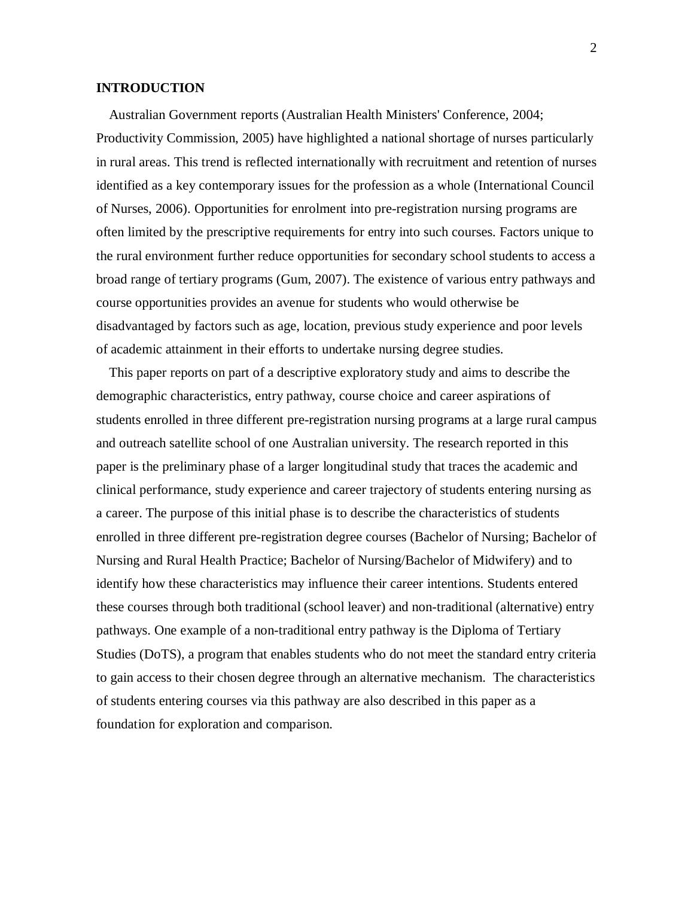## INTRODUCTION

Australian Government reports (Australian Health Ministers' Conference, 2004; Productivity Commission, 2005) have highlighted a national shortage of nurses particularly in rural areas. This trend is reflected internationally with recruitment and retention of nurses identified as a key contemporary issues for the profession as a whole (International Council of Nurses, 2006). Opportunities for enrolment into pre-registration nursing programs are often limited by the prescriptive requirements for entry into such courses. Factors unique to the rural environment further reduce opportunities for secondary school students to access a broad range of tertiary programs (Gum, 2007). The existence of various entry pathways and course opportunities provides an avenue for students who would otherwise be disadvantaged by factors such as age, location, previous study experience and poor levels of academic attainment in their efforts to undertake nursing degree studies.

This paper reports on part of a descriptive exploratory study and aims to describe the demographic characteristics, entry pathway, course choice and career aspirations of students enrolled in three different pre-registration nursing programs at a large rural campus and outreach satellite school of one Australian university. The research reported in this paper is the preliminary phase of a larger longitudinal study that traces the academic and clinical performance, study experience and career trajectory of students entering nursing as a career. The purpose of this initial phase is to describe the characteristics of students enrolled in three different pre-registration degree courses (Bachelor of Nursing; Bachelor of Nursing and Rural Health Practice; Bachelor of Nursing/Bachelor of Midwifery) and to identify how these characteristics may influence their career intentions. Students entered these courses through both traditional (school leaver) and non-traditional (alternative) entry pathways. One example of a non-traditional entry pathway is the Diploma of Tertiary Studies (DoTS), a program that enables students who do not meet the standard entry criteria to gain access to their chosen degree through an alternative mechanism. The characteristics of students entering courses via this pathway are also described in this paper as a foundation for exploration and comparison.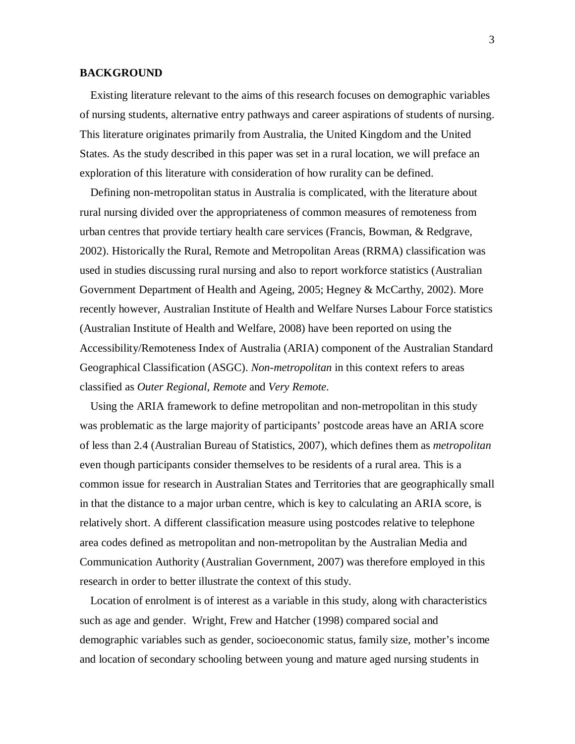## BACKGROUND

Existing literature relevant to the aims of this research focuses on demographic variables of nursing students, alternative entry pathways and career aspirations of students of nursing. This literature originates primarily from Australia, the United Kingdom and the United States. As the study described in this paper was set in a rural location, we will preface an exploration of this literature with consideration of how rurality can be defined.

Defining non-metropolitan status in Australia is complicated, with the literature about rural nursing divided over the appropriateness of common measures of remoteness from urban centres that provide tertiary health care services (Francis, Bowman, & Redgrave, 2002). Historically the Rural, Remote and Metropolitan Areas (RRMA) classification was used in studies discussing rural nursing and also to report workforce statistics (Australian Government Department of Health and Ageing, 2005; Hegney & McCarthy, 2002). More recently however, Australian Institute of Health and Welfare Nurses Labour Force statistics (Australian Institute of Health and Welfare, 2008) have been reported on using the Accessibility/Remoteness Index of Australia (ARIA) component of the Australian Standard Geographical Classification (ASGC). *Non-metropolitan* in this context refers to areas classified as *Outer Regional*, *Remote* and *Very Remote*.

Using the ARIA framework to define metropolitan and non-metropolitan in this study was problematic as the large majority of participants' postcode areas have an ARIA score of less than 2.4 (Australian Bureau of Statistics, 2007), which defines them as *metropolitan* even though participants consider themselves to be residents of a rural area. This is a common issue for research in Australian States and Territories that are geographically small in that the distance to a major urban centre, which is key to calculating an ARIA score, is relatively short. A different classification measure using postcodes relative to telephone area codes defined as metropolitan and non-metropolitan by the Australian Media and Communication Authority (Australian Government, 2007) was therefore employed in this research in order to better illustrate the context of this study.

Location of enrolment is of interest as a variable in this study, along with characteristics such as age and gender. Wright, Frew and Hatcher (1998) compared social and demographic variables such as gender, socioeconomic status, family size, mother's income and location of secondary schooling between young and mature aged nursing students in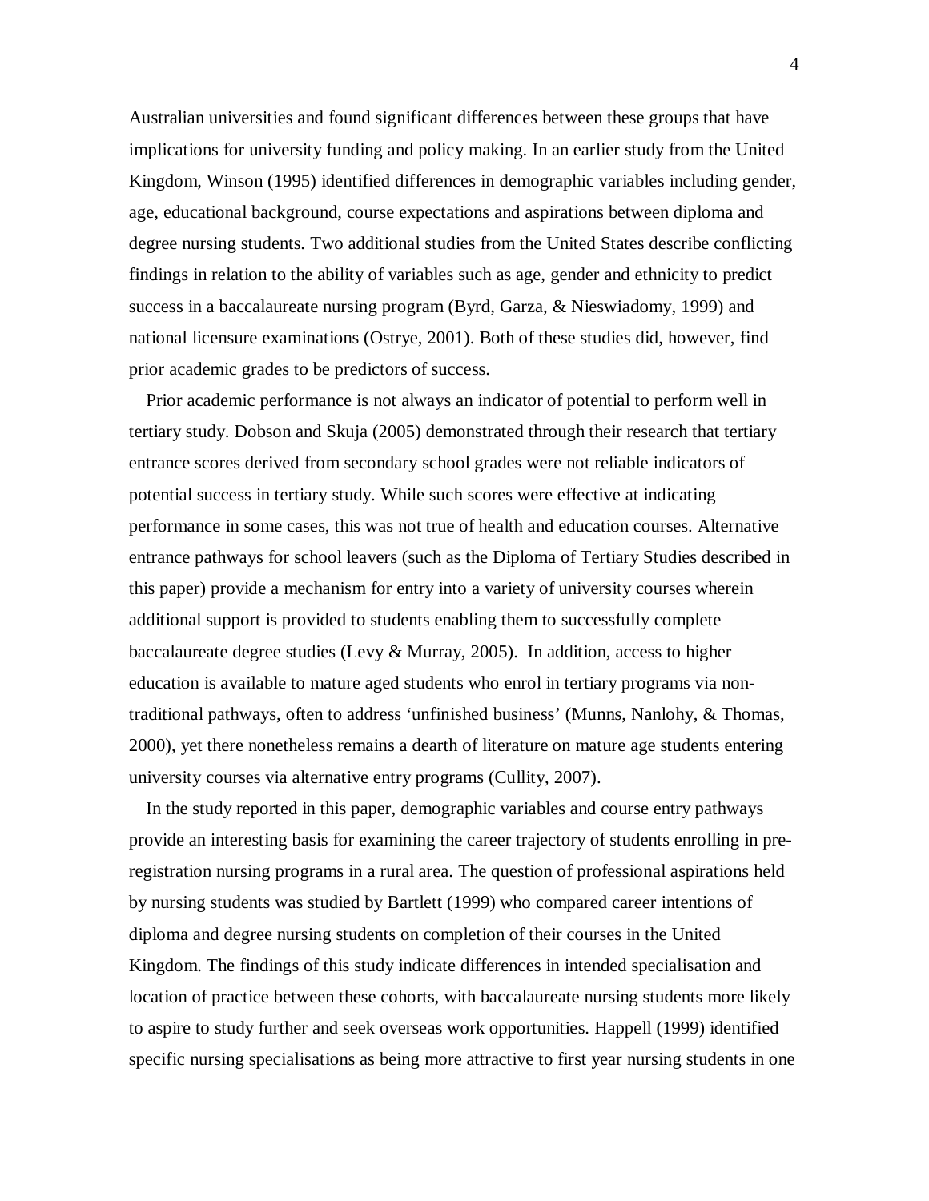Australian universities and found significant differences between these groups that have implications for university funding and policy making. In an earlier study from the United Kingdom, Winson (1995) identified differences in demographic variables including gender, age, educational background, course expectations and aspirations between diploma and degree nursing students. Two additional studies from the United States describe conflicting findings in relation to the ability of variables such as age, gender and ethnicity to predict success in a baccalaureate nursing program (Byrd, Garza, & Nieswiadomy, 1999) and national licensure examinations (Ostrye, 2001). Both of these studies did, however, find prior academic grades to be predictors of success.

Prior academic performance is not always an indicator of potential to perform well in tertiary study. Dobson and Skuja (2005) demonstrated through their research that tertiary entrance scores derived from secondary school grades were not reliable indicators of potential success in tertiary study. While such scores were effective at indicating performance in some cases, this was not true of health and education courses. Alternative entrance pathways for school leavers (such as the Diploma of Tertiary Studies described in this paper) provide a mechanism for entry into a variety of university courses wherein additional support is provided to students enabling them to successfully complete baccalaureate degree studies (Levy & Murray, 2005). In addition, access to higher education is available to mature aged students who enrol in tertiary programs via non-traditional pathways, often to address 'unfinished business' (Munns, Nanlohy, & Thomas, 2000), yet there nonetheless remains a dearth of literature on mature age students entering university courses via alternative entry programs (Cullity, 2007).

In the study reported in this paper, demographic variables and course entry pathways provide an interesting basis for examining the career trajectory of students enrolling in pre-registration nursing programs in a rural area. The question of professional aspirations held by nursing students was studied by Bartlett (1999) who compared career intentions of diploma and degree nursing students on completion of their courses in the United Kingdom. The findings of this study indicate differences in intended specialisation and location of practice between these cohorts, with baccalaureate nursing students more likely to aspire to study further and seek overseas work opportunities. Happell (1999) identified specific nursing specialisations as being more attractive to first year nursing students in one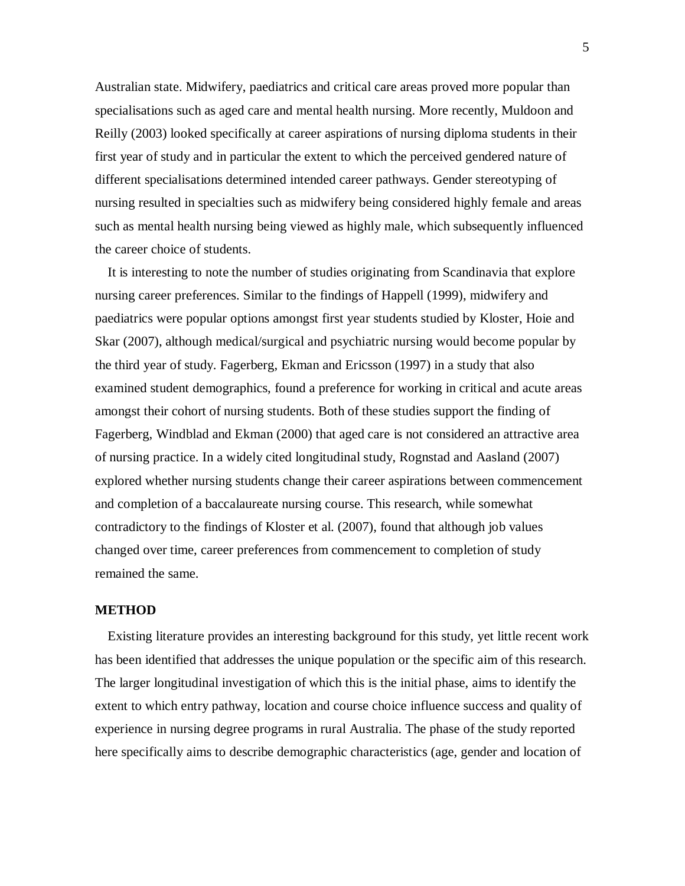Australian state. Midwifery, paediatrics and critical care areas proved more popular than specialisations such as aged care and mental health nursing. More recently, Muldoon and Reilly (2003) looked specifically at career aspirations of nursing diploma students in their first year of study and in particular the extent to which the perceived gendered nature of different specialisations determined intended career pathways. Gender stereotyping of nursing resulted in specialties such as midwifery being considered highly female and areas such as mental health nursing being viewed as highly male, which subsequently influenced the career choice of students.

It is interesting to note the number of studies originating from Scandinavia that explore nursing career preferences. Similar to the findings of Happell (1999), midwifery and paediatrics were popular options amongst first year students studied by Kloster, Hoie and Skar (2007), although medical/surgical and psychiatric nursing would become popular by the third year of study. Fagerberg, Ekman and Ericsson (1997) in a study that also examined student demographics, found a preference for working in critical and acute areas amongst their cohort of nursing students. Both of these studies support the finding of Fagerberg, Windblad and Ekman (2000) that aged care is not considered an attractive area of nursing practice. In a widely cited longitudinal study, Rognstad and Aasland (2007) explored whether nursing students change their career aspirations between commencement and completion of a baccalaureate nursing course. This research, while somewhat contradictory to the findings of Kloster et al. (2007), found that although job values changed over time, career preferences from commencement to completion of study remained the same.

## METHOD

Existing literature provides an interesting background for this study, yet little recent work has been identified that addresses the unique population or the specific aim of this research. The larger longitudinal investigation of which this is the initial phase, aims to identify the extent to which entry pathway, location and course choice influence success and quality of experience in nursing degree programs in rural Australia. The phase of the study reported here specifically aims to describe demographic characteristics (age, gender and location of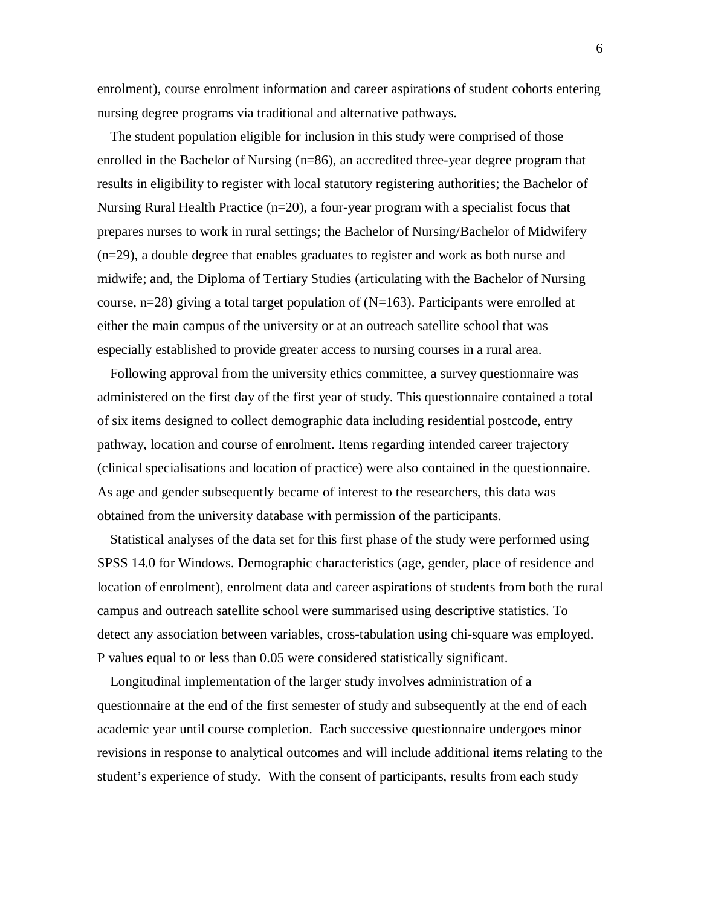enrolment), course enrolment information and career aspirations of student cohorts entering nursing degree programs via traditional and alternative pathways.

The student population eligible for inclusion in this study were comprised of those enrolled in the Bachelor of Nursing (n=86), an accredited three-year degree program that results in eligibility to register with local statutory registering authorities; the Bachelor of Nursing Rural Health Practice (n=20), a four-year program with a specialist focus that prepares nurses to work in rural settings; the Bachelor of Nursing/Bachelor of Midwifery (n=29), a double degree that enables graduates to register and work as both nurse and midwife; and, the Diploma of Tertiary Studies (articulating with the Bachelor of Nursing course, n=28) giving a total target population of (N=163). Participants were enrolled at either the main campus of the university or at an outreach satellite school that was especially established to provide greater access to nursing courses in a rural area.

Following approval from the university ethics committee, a survey questionnaire was administered on the first day of the first year of study. This questionnaire contained a total of six items designed to collect demographic data including residential postcode, entry pathway, location and course of enrolment. Items regarding intended career trajectory (clinical specialisations and location of practice) were also contained in the questionnaire. As age and gender subsequently became of interest to the researchers, this data was obtained from the university database with permission of the participants.

Statistical analyses of the data set for this first phase of the study were performed using SPSS 14.0 for Windows. Demographic characteristics (age, gender, place of residence and location of enrolment), enrolment data and career aspirations of students from both the rural campus and outreach satellite school were summarised using descriptive statistics. To detect any association between variables, cross-tabulation using chi-square was employed. P values equal to or less than 0.05 were considered statistically significant.

Longitudinal implementation of the larger study involves administration of a questionnaire at the end of the first semester of study and subsequently at the end of each academic year until course completion. Each successive questionnaire undergoes minor revisions in response to analytical outcomes and will include additional items relating to the student's experience of study. With the consent of participants, results from each study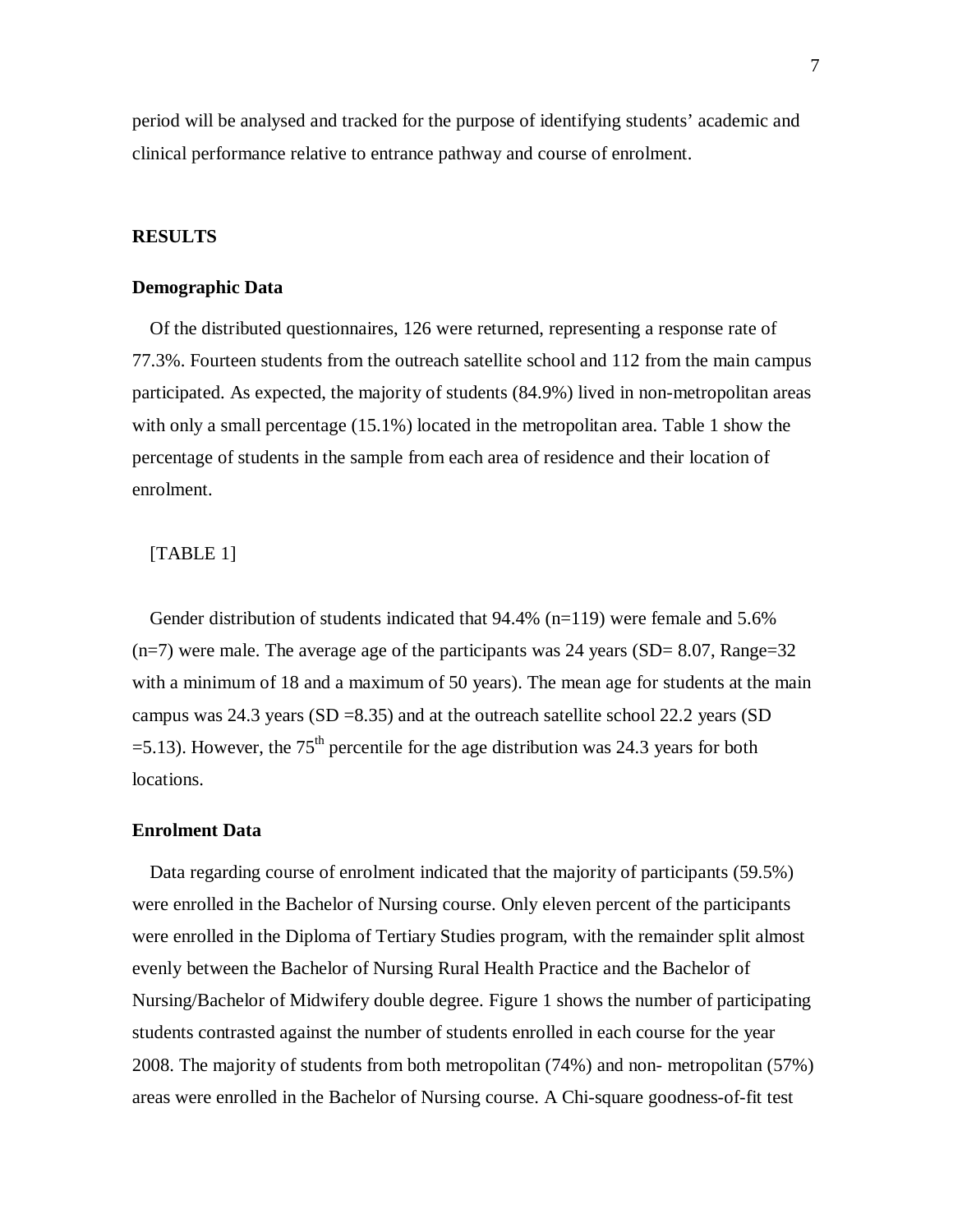period will be analysed and tracked for the purpose of identifying students' academic and clinical performance relative to entrance pathway and course of enrolment.

## RESULTS

### Demographic Data

Of the distributed questionnaires, 126 were returned, representing a response rate of 77.3%. Fourteen students from the outreach satellite school and 112 from the main campus participated. As expected, the majority of students (84.9%) lived in non-metropolitan areas with only a small percentage (15.1%) located in the metropolitan area. Table 1 show the percentage of students in the sample from each area of residence and their location of enrolment.

[TABLE 1]

Gender distribution of students indicated that 94.4% (n=119) were female and 5.6% (n=7) were male. The average age of the participants was 24 years (SD= 8.07, Range=32 with a minimum of 18 and a maximum of 50 years). The mean age for students at the main campus was 24.3 years (SD =8.35) and at the outreach satellite school 22.2 years (SD =5.13). However, the $75^{th}$ percentile for the age distribution was 24.3 years for both locations.

### Enrolment Data

Data regarding course of enrolment indicated that the majority of participants (59.5%) were enrolled in the Bachelor of Nursing course. Only eleven percent of the participants were enrolled in the Diploma of Tertiary Studies program, with the remainder split almost evenly between the Bachelor of Nursing Rural Health Practice and the Bachelor of Nursing/Bachelor of Midwifery double degree. Figure 1 shows the number of participating students contrasted against the number of students enrolled in each course for the year 2008. The majority of students from both metropolitan (74%) and non- metropolitan (57%) areas were enrolled in the Bachelor of Nursing course. A Chi-square goodness-of-fit test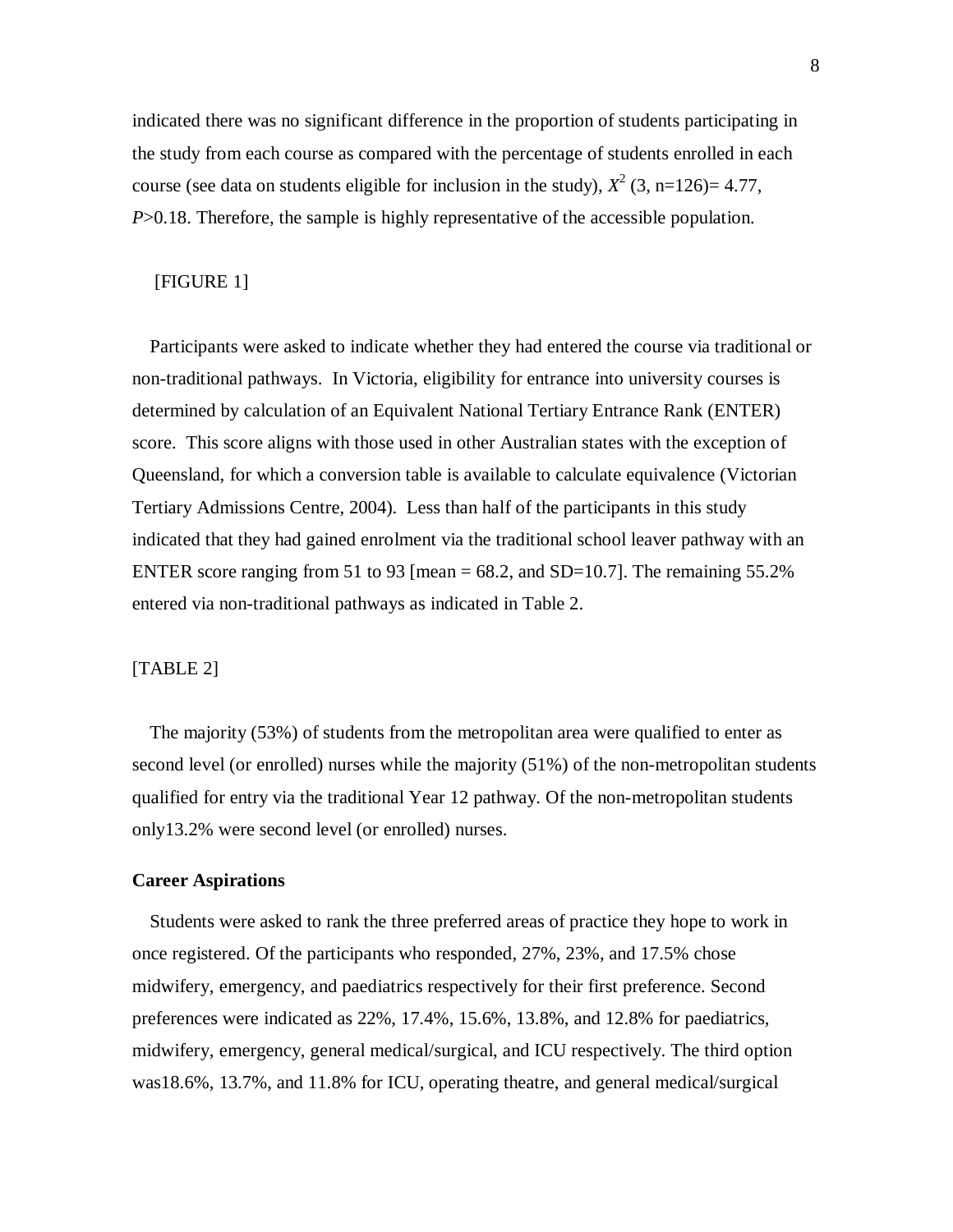indicated there was no significant difference in the proportion of students participating in the study from each course as compared with the percentage of students enrolled in each course (see data on students eligible for inclusion in the study), $X^2$ (3, n=126)= 4.77, $P$>0.18. Therefore, the sample is highly representative of the accessible population.

[FIGURE 1]

Participants were asked to indicate whether they had entered the course via traditional or non-traditional pathways. In Victoria, eligibility for entrance into university courses is determined by calculation of an Equivalent National Tertiary Entrance Rank (ENTER) score. This score aligns with those used in other Australian states with the exception of Queensland, for which a conversion table is available to calculate equivalence (Victorian Tertiary Admissions Centre, 2004). Less than half of the participants in this study indicated that they had gained enrolment via the traditional school leaver pathway with an ENTER score ranging from 51 to 93 [mean = 68.2, and SD=10.7]. The remaining 55.2% entered via non-traditional pathways as indicated in Table 2.

[TABLE 2]

The majority (53%) of students from the metropolitan area were qualified to enter as second level (or enrolled) nurses while the majority (51%) of the non-metropolitan students qualified for entry via the traditional Year 12 pathway. Of the non-metropolitan students only13.2% were second level (or enrolled) nurses.

**Career Aspirations**

Students were asked to rank the three preferred areas of practice they hope to work in once registered. Of the participants who responded, 27%, 23%, and 17.5% chose midwifery, emergency, and paediatrics respectively for their first preference. Second preferences were indicated as 22%, 17.4%, 15.6%, 13.8%, and 12.8% for paediatrics, midwifery, emergency, general medical/surgical, and ICU respectively. The third option was18.6%, 13.7%, and 11.8% for ICU, operating theatre, and general medical/surgical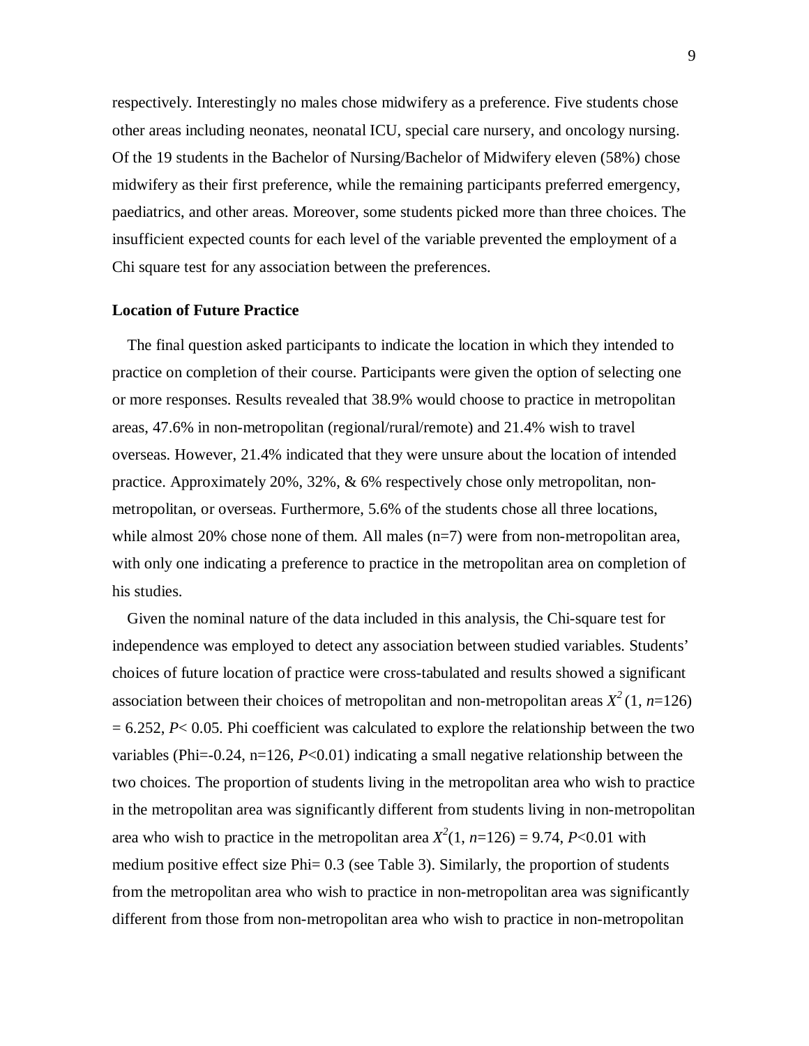respectively. Interestingly no males chose midwifery as a preference. Five students chose other areas including neonates, neonatal ICU, special care nursery, and oncology nursing. Of the 19 students in the Bachelor of Nursing/Bachelor of Midwifery eleven (58%) chose midwifery as their first preference, while the remaining participants preferred emergency, paediatrics, and other areas. Moreover, some students picked more than three choices. The insufficient expected counts for each level of the variable prevented the employment of a Chi square test for any association between the preferences.

### Location of Future Practice

The final question asked participants to indicate the location in which they intended to practice on completion of their course. Participants were given the option of selecting one or more responses. Results revealed that 38.9% would choose to practice in metropolitan areas, 47.6% in non-metropolitan (regional/rural/remote) and 21.4% wish to travel overseas. However, 21.4% indicated that they were unsure about the location of intended practice. Approximately 20%, 32%, & 6% respectively chose only metropolitan, non-metropolitan, or overseas. Furthermore, 5.6% of the students chose all three locations, while almost 20% chose none of them. All males (n=7) were from non-metropolitan area, with only one indicating a preference to practice in the metropolitan area on completion of his studies.

Given the nominal nature of the data included in this analysis, the Chi-square test for independence was employed to detect any association between studied variables. Students' choices of future location of practice were cross-tabulated and results showed a significant association between their choices of metropolitan and non-metropolitan areas $X^2$ (1, *n*=126) = 6.252, $P< 0.05$. Phi coefficient was calculated to explore the relationship between the two variables (Phi=-0.24, n=126, $P<0.01$) indicating a small negative relationship between the two choices. The proportion of students living in the metropolitan area who wish to practice in the metropolitan area was significantly different from students living in non-metropolitan area who wish to practice in the metropolitan area $X^2$(1, *n*=126) = 9.74, $P<0.01$ with medium positive effect size Phi= 0.3 (see Table 3). Similarly, the proportion of students from the metropolitan area who wish to practice in non-metropolitan area was significantly different from those from non-metropolitan area who wish to practice in non-metropolitan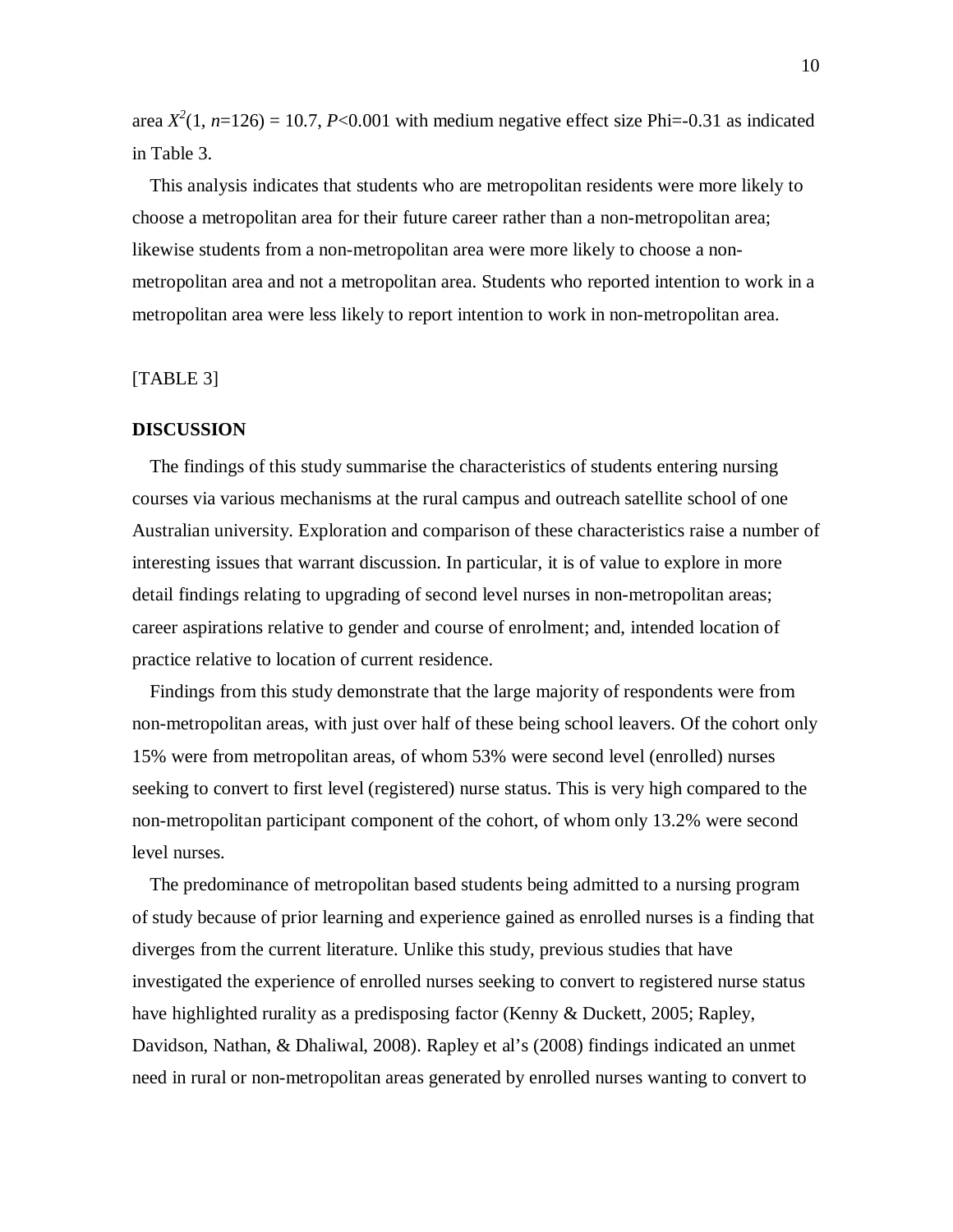area $X^2(1, n{=}126) = 10.7, P{<}0.001$ with medium negative effect size Phi=-0.31 as indicated in Table 3.

This analysis indicates that students who are metropolitan residents were more likely to choose a metropolitan area for their future career rather than a non-metropolitan area; likewise students from a non-metropolitan area were more likely to choose a non-metropolitan area and not a metropolitan area. Students who reported intention to work in a metropolitan area were less likely to report intention to work in non-metropolitan area.

[TABLE 3]

## DISCUSSION

The findings of this study summarise the characteristics of students entering nursing courses via various mechanisms at the rural campus and outreach satellite school of one Australian university. Exploration and comparison of these characteristics raise a number of interesting issues that warrant discussion. In particular, it is of value to explore in more detail findings relating to upgrading of second level nurses in non-metropolitan areas; career aspirations relative to gender and course of enrolment; and, intended location of practice relative to location of current residence.

Findings from this study demonstrate that the large majority of respondents were from non-metropolitan areas, with just over half of these being school leavers. Of the cohort only 15% were from metropolitan areas, of whom 53% were second level (enrolled) nurses seeking to convert to first level (registered) nurse status. This is very high compared to the non-metropolitan participant component of the cohort, of whom only 13.2% were second level nurses.

The predominance of metropolitan based students being admitted to a nursing program of study because of prior learning and experience gained as enrolled nurses is a finding that diverges from the current literature. Unlike this study, previous studies that have investigated the experience of enrolled nurses seeking to convert to registered nurse status have highlighted rurality as a predisposing factor (Kenny & Duckett, 2005; Rapley, Davidson, Nathan, & Dhaliwal, 2008). Rapley et al's (2008) findings indicated an unmet need in rural or non-metropolitan areas generated by enrolled nurses wanting to convert to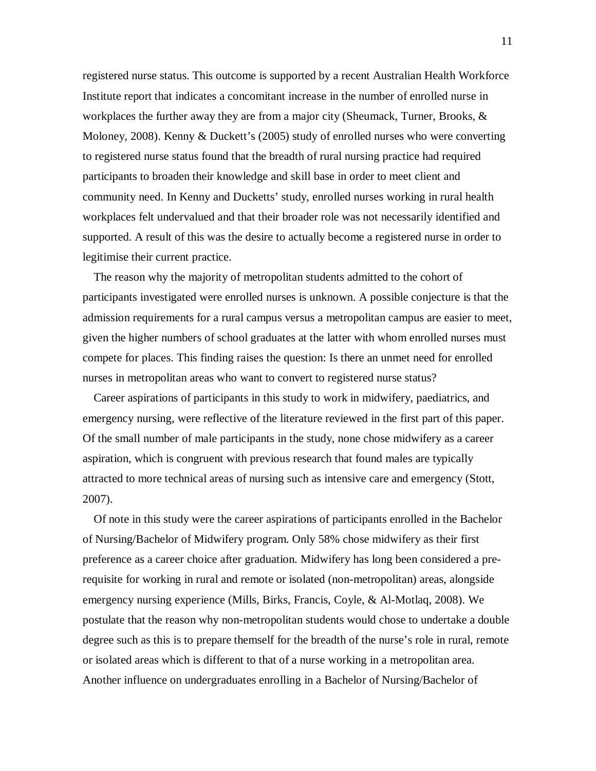registered nurse status. This outcome is supported by a recent Australian Health Workforce Institute report that indicates a concomitant increase in the number of enrolled nurse in workplaces the further away they are from a major city (Sheumack, Turner, Brooks, & Moloney, 2008). Kenny & Duckett's (2005) study of enrolled nurses who were converting to registered nurse status found that the breadth of rural nursing practice had required participants to broaden their knowledge and skill base in order to meet client and community need. In Kenny and Ducketts' study, enrolled nurses working in rural health workplaces felt undervalued and that their broader role was not necessarily identified and supported. A result of this was the desire to actually become a registered nurse in order to legitimise their current practice.

The reason why the majority of metropolitan students admitted to the cohort of participants investigated were enrolled nurses is unknown. A possible conjecture is that the admission requirements for a rural campus versus a metropolitan campus are easier to meet, given the higher numbers of school graduates at the latter with whom enrolled nurses must compete for places. This finding raises the question: Is there an unmet need for enrolled nurses in metropolitan areas who want to convert to registered nurse status?

Career aspirations of participants in this study to work in midwifery, paediatrics, and emergency nursing, were reflective of the literature reviewed in the first part of this paper. Of the small number of male participants in the study, none chose midwifery as a career aspiration, which is congruent with previous research that found males are typically attracted to more technical areas of nursing such as intensive care and emergency (Stott, 2007).

Of note in this study were the career aspirations of participants enrolled in the Bachelor of Nursing/Bachelor of Midwifery program. Only 58% chose midwifery as their first preference as a career choice after graduation. Midwifery has long been considered a pre-requisite for working in rural and remote or isolated (non-metropolitan) areas, alongside emergency nursing experience (Mills, Birks, Francis, Coyle, & Al-Motlaq, 2008). We postulate that the reason why non-metropolitan students would chose to undertake a double degree such as this is to prepare themself for the breadth of the nurse's role in rural, remote or isolated areas which is different to that of a nurse working in a metropolitan area. Another influence on undergraduates enrolling in a Bachelor of Nursing/Bachelor of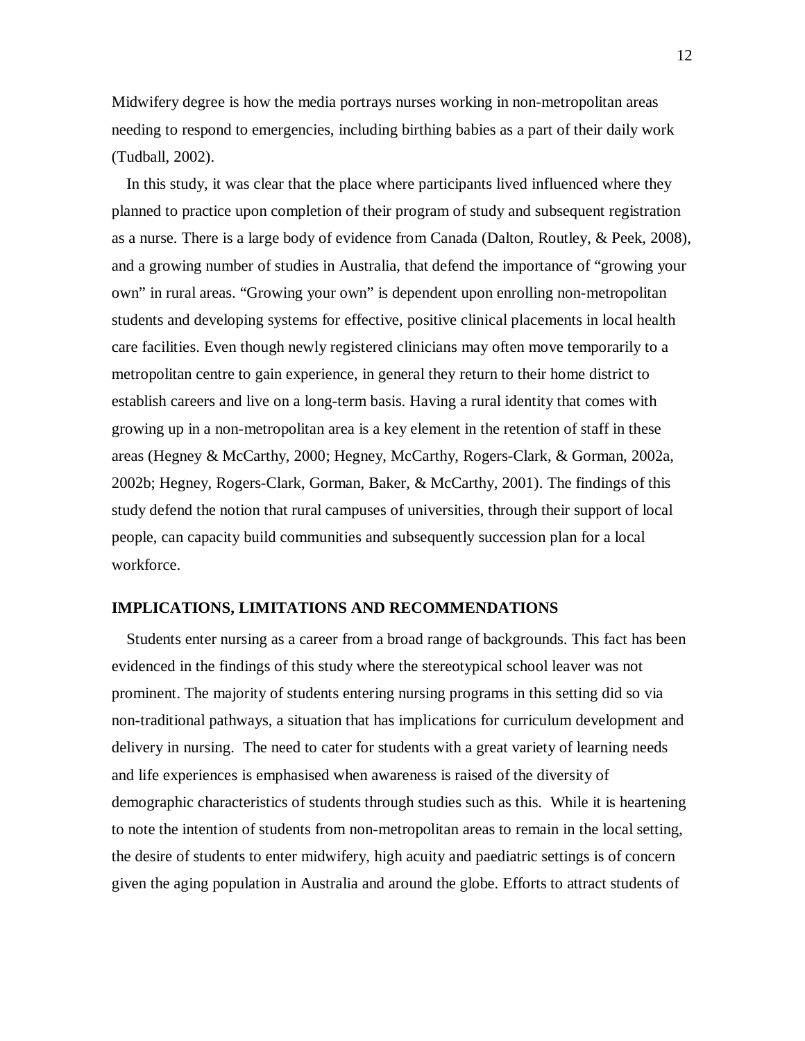Midwifery degree is how the media portrays nurses working in non-metropolitan areas needing to respond to emergencies, including birthing babies as a part of their daily work (Tudball, 2002).

In this study, it was clear that the place where participants lived influenced where they planned to practice upon completion of their program of study and subsequent registration as a nurse. There is a large body of evidence from Canada (Dalton, Routley, & Peek, 2008), and a growing number of studies in Australia, that defend the importance of "growing your own" in rural areas. "Growing your own" is dependent upon enrolling non-metropolitan students and developing systems for effective, positive clinical placements in local health care facilities. Even though newly registered clinicians may often move temporarily to a metropolitan centre to gain experience, in general they return to their home district to establish careers and live on a long-term basis. Having a rural identity that comes with growing up in a non-metropolitan area is a key element in the retention of staff in these areas (Hegney & McCarthy, 2000; Hegney, McCarthy, Rogers-Clark, & Gorman, 2002a, 2002b; Hegney, Rogers-Clark, Gorman, Baker, & McCarthy, 2001). The findings of this study defend the notion that rural campuses of universities, through their support of local people, can capacity build communities and subsequently succession plan for a local workforce.

## IMPLICATIONS, LIMITATIONS AND RECOMMENDATIONS

Students enter nursing as a career from a broad range of backgrounds. This fact has been evidenced in the findings of this study where the stereotypical school leaver was not prominent. The majority of students entering nursing programs in this setting did so via non-traditional pathways, a situation that has implications for curriculum development and delivery in nursing. The need to cater for students with a great variety of learning needs and life experiences is emphasised when awareness is raised of the diversity of demographic characteristics of students through studies such as this. While it is heartening to note the intention of students from non-metropolitan areas to remain in the local setting, the desire of students to enter midwifery, high acuity and paediatric settings is of concern given the aging population in Australia and around the globe. Efforts to attract students of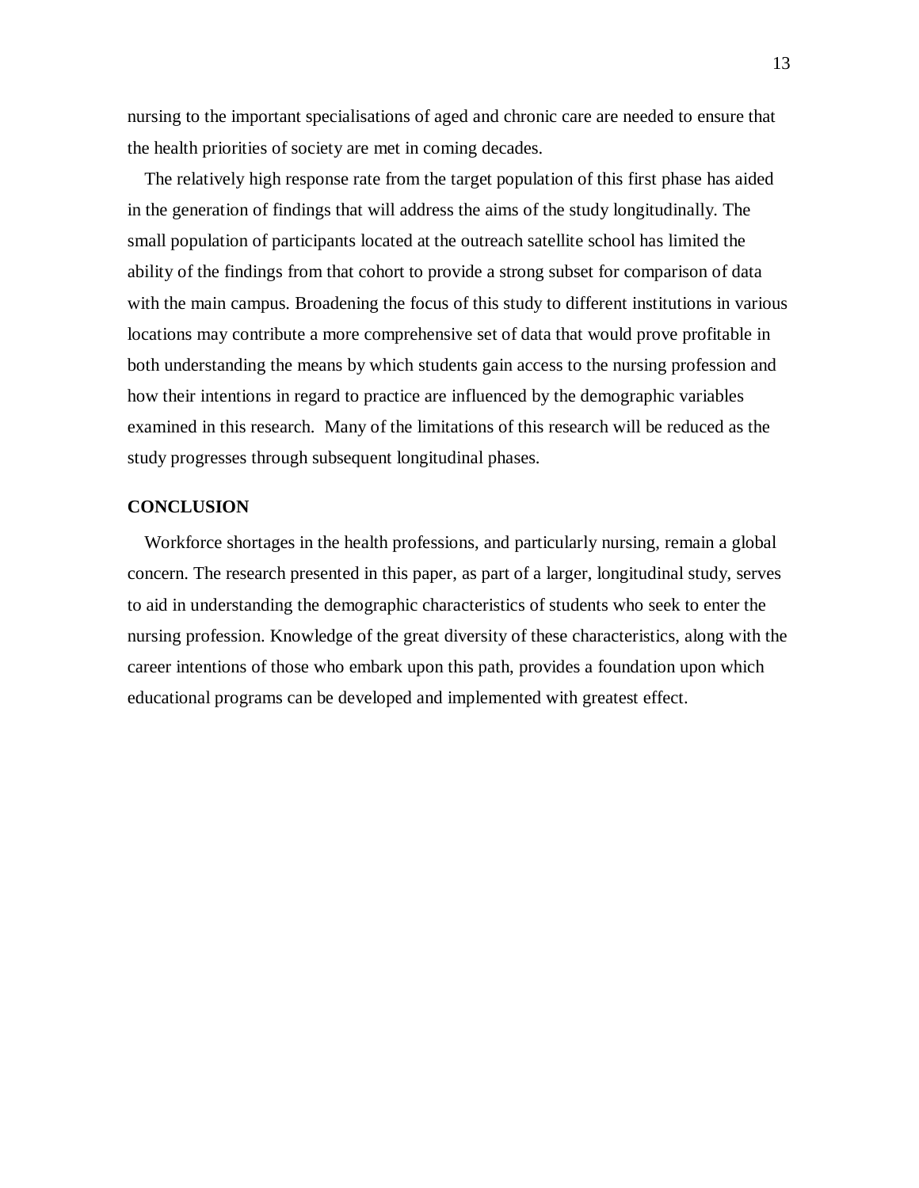nursing to the important specialisations of aged and chronic care are needed to ensure that the health priorities of society are met in coming decades.

The relatively high response rate from the target population of this first phase has aided in the generation of findings that will address the aims of the study longitudinally. The small population of participants located at the outreach satellite school has limited the ability of the findings from that cohort to provide a strong subset for comparison of data with the main campus. Broadening the focus of this study to different institutions in various locations may contribute a more comprehensive set of data that would prove profitable in both understanding the means by which students gain access to the nursing profession and how their intentions in regard to practice are influenced by the demographic variables examined in this research. Many of the limitations of this research will be reduced as the study progresses through subsequent longitudinal phases.

## CONCLUSION

Workforce shortages in the health professions, and particularly nursing, remain a global concern. The research presented in this paper, as part of a larger, longitudinal study, serves to aid in understanding the demographic characteristics of students who seek to enter the nursing profession. Knowledge of the great diversity of these characteristics, along with the career intentions of those who embark upon this path, provides a foundation upon which educational programs can be developed and implemented with greatest effect.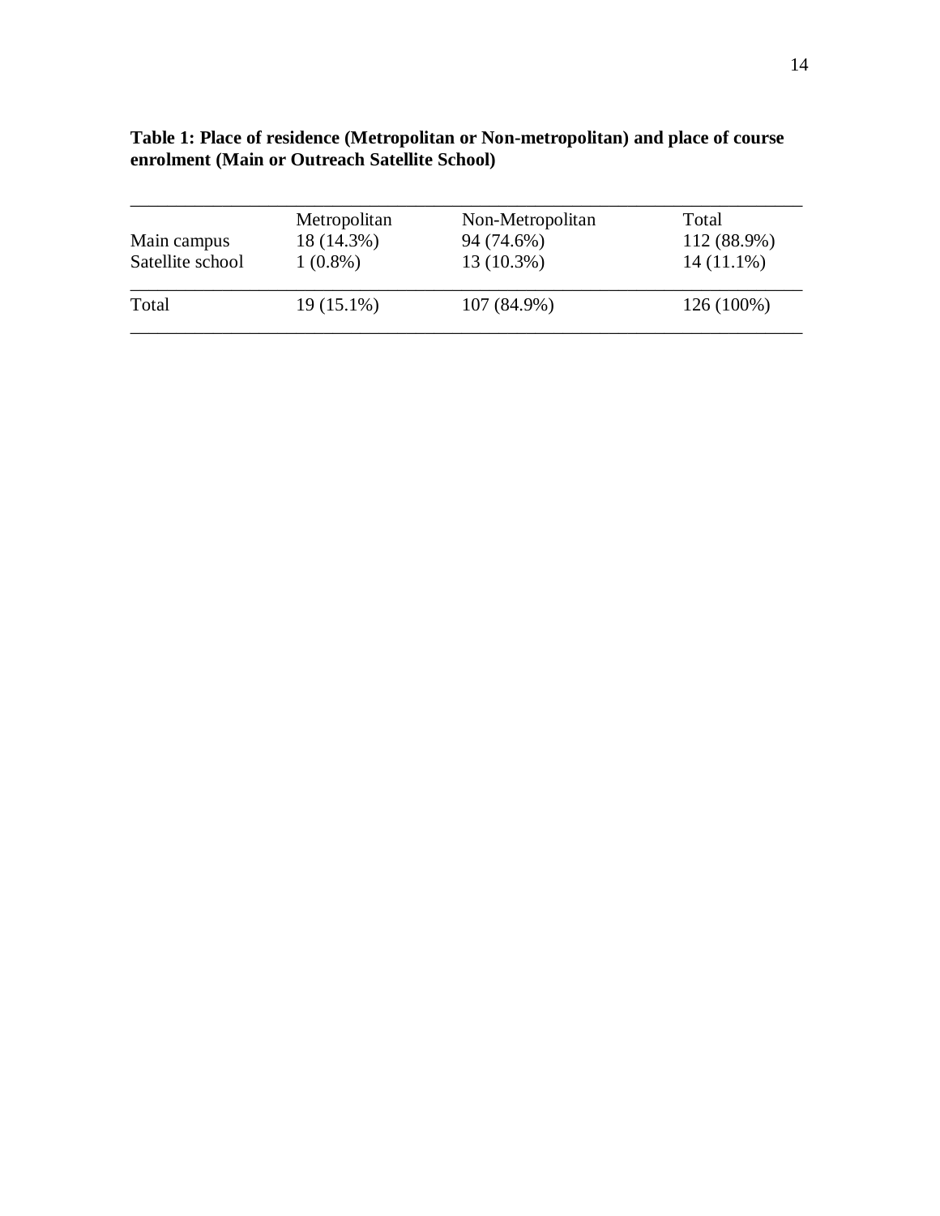**Table 1: Place of residence (Metropolitan or Non-metropolitan) and place of course enrolment (Main or Outreach Satellite School)**

| | Metropolitan | Non-Metropolitan | Total |
|---|---|---|---|
| Main campus | 18 (14.3%) | 94 (74.6%) | 112 (88.9%) |
| Satellite school | 1 (0.8%) | 13 (10.3%) | 14 (11.1%) |
| Total | 19 (15.1%) | 107 (84.9%) | 126 (100%) |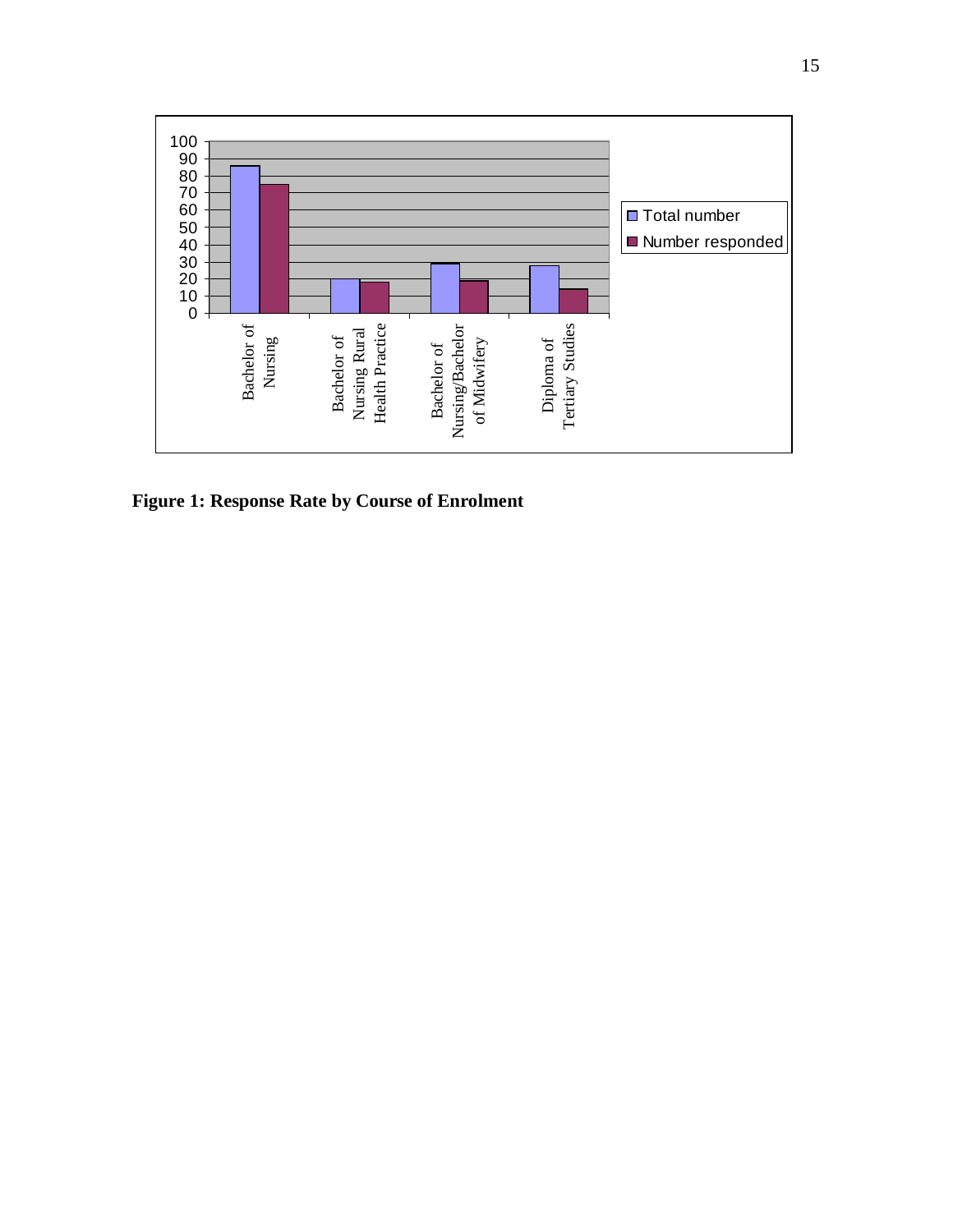**Figure 1: Response Rate by Course of Enrolment**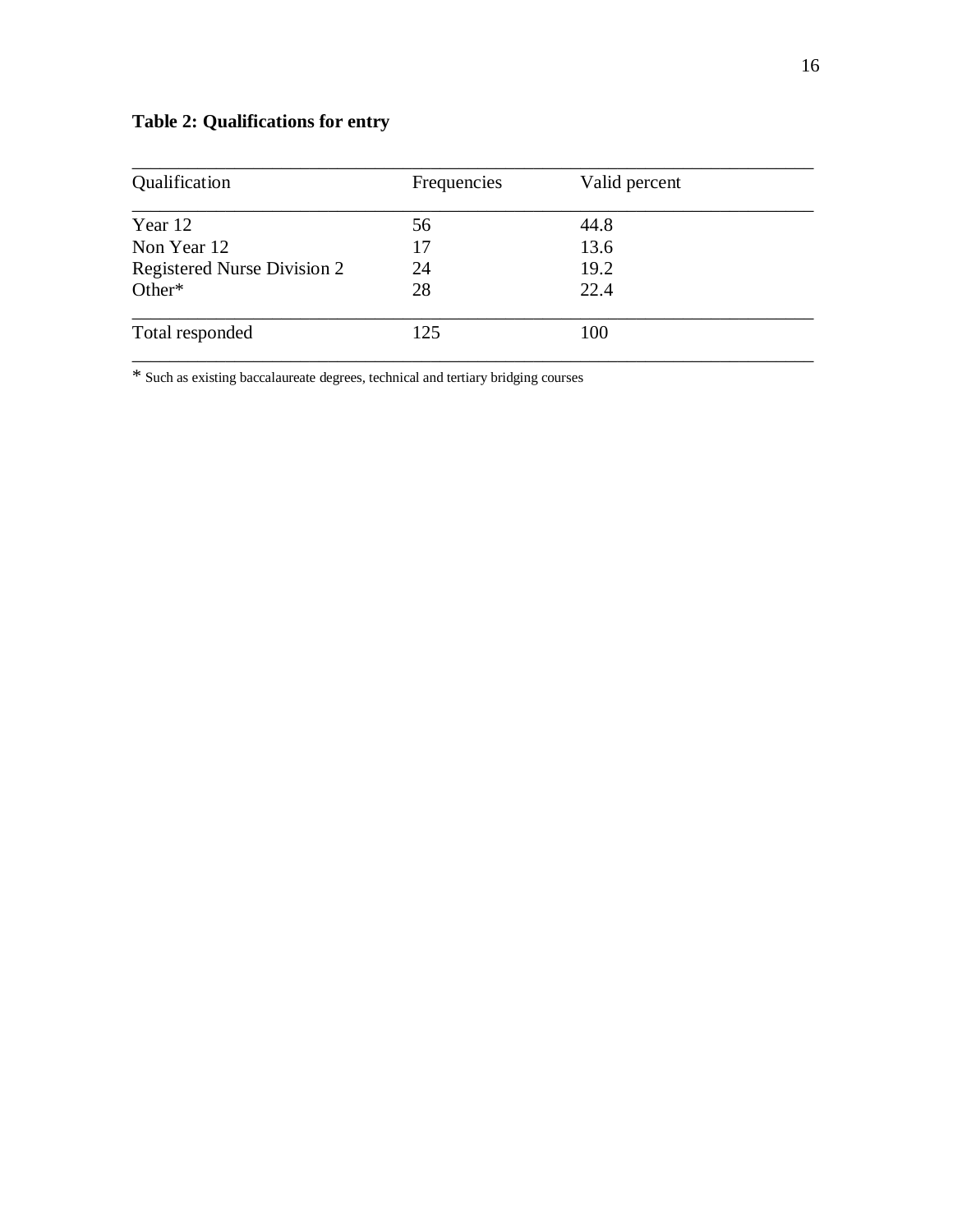**Table 2: Qualifications for entry**

| Qualification | Frequencies | Valid percent |
|---|---|---|
| Year 12 | 56 | 44.8 |
| Non Year 12 | 17 | 13.6 |
| Registered Nurse Division 2 | 24 | 19.2 |
| Other* | 28 | 22.4 |
| Total responded | 125 | 100 |

* Such as existing baccalaureate degrees, technical and tertiary bridging courses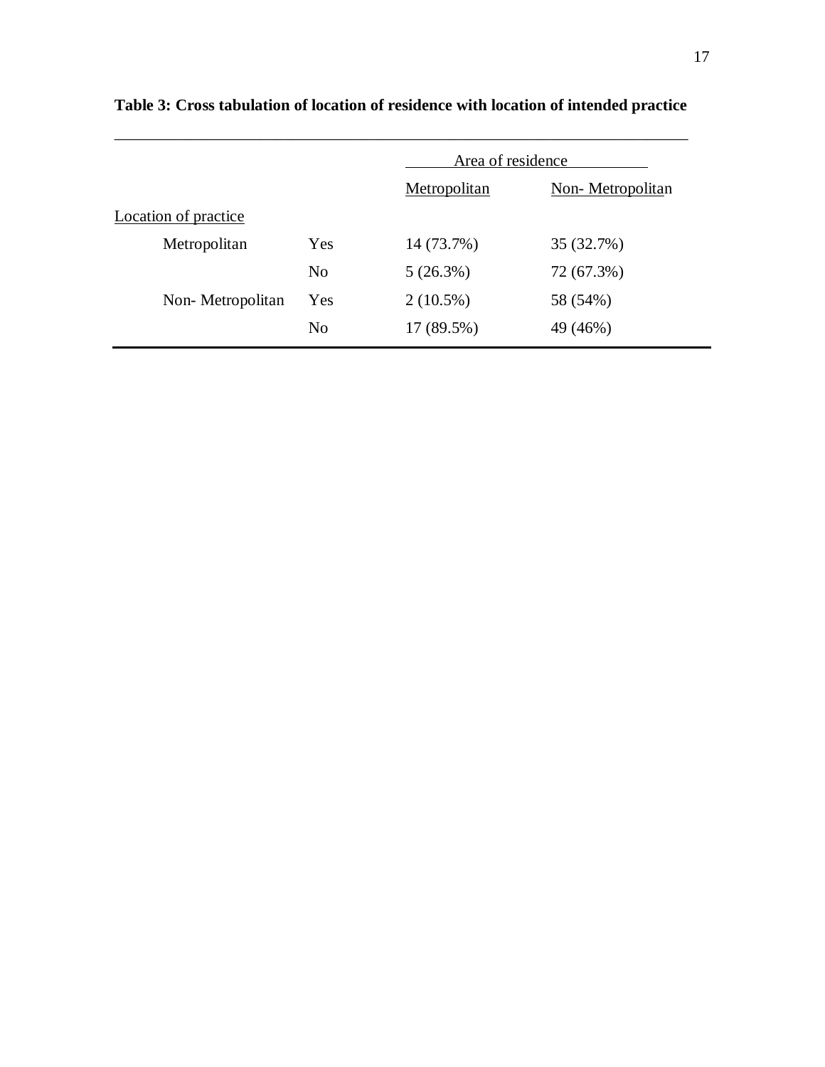**Table 3: Cross tabulation of location of residence with location of intended practice**

| | | Area of residence | |
|---|---|---|---|
| | | Metropolitan | Non- Metropolitan |
| Location of practice | | | |
| Metropolitan | Yes | 14 (73.7%) | 35 (32.7%) |
| | No | 5 (26.3%) | 72 (67.3%) |
| Non- Metropolitan | Yes | 2 (10.5%) | 58 (54%) |
| | No | 17 (89.5%) | 49 (46%) |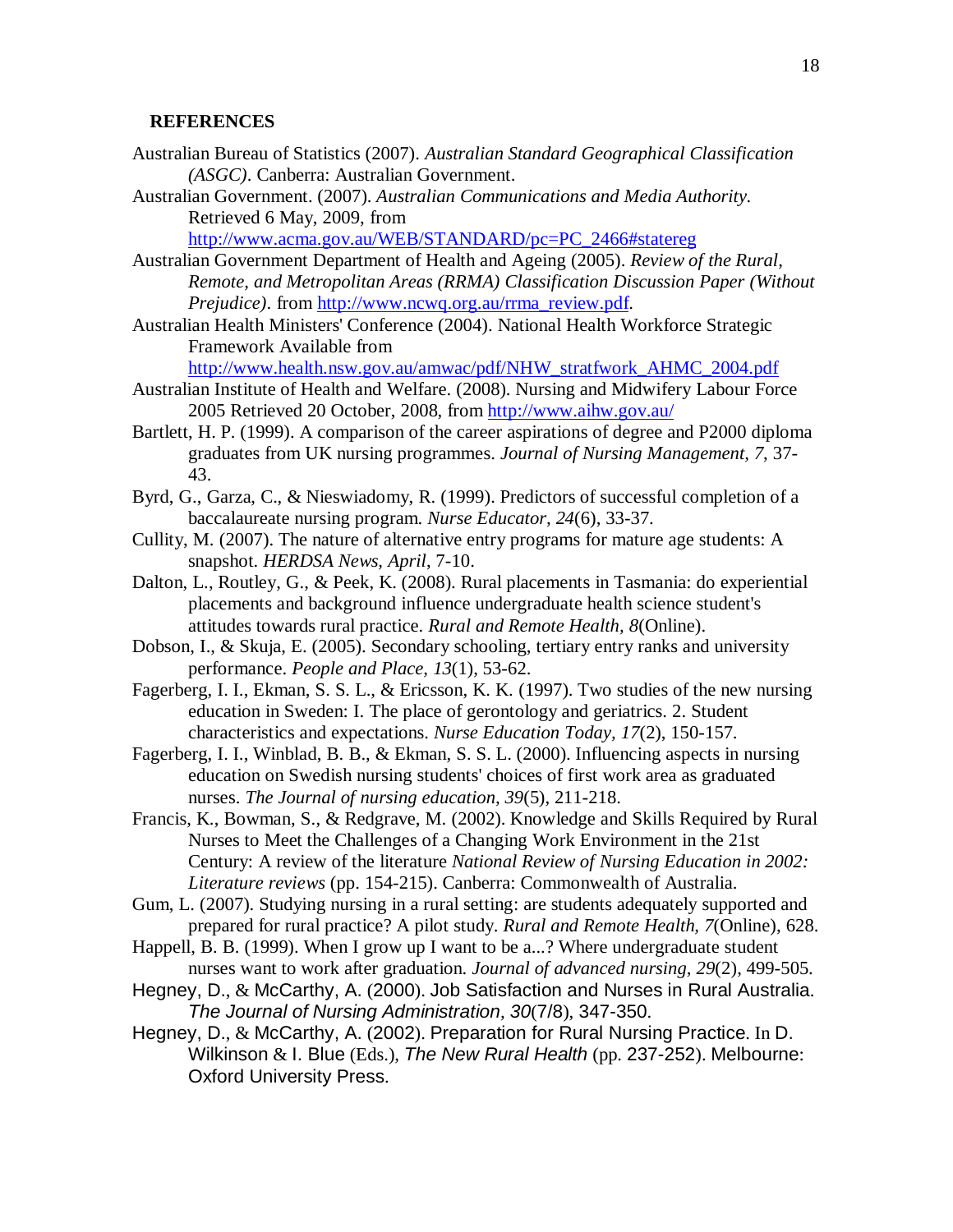## REFERENCES

Australian Bureau of Statistics (2007). *Australian Standard Geographical Classification (ASGC)*. Canberra: Australian Government.

Australian Government. (2007). *Australian Communications and Media Authority*. Retrieved 6 May, 2009, from http://www.acma.gov.au/WEB/STANDARD/pc=PC_2466#statereg

Australian Government Department of Health and Ageing (2005). *Review of the Rural, Remote, and Metropolitan Areas (RRMA) Classification Discussion Paper (Without Prejudice)*. from http://www.ncwq.org.au/rrma_review.pdf.

Australian Health Ministers' Conference (2004). National Health Workforce Strategic Framework Available from http://www.health.nsw.gov.au/amwac/pdf/NHW_stratfwork_AHMC_2004.pdf

Australian Institute of Health and Welfare. (2008). Nursing and Midwifery Labour Force 2005 Retrieved 20 October, 2008, from http://www.aihw.gov.au/

Bartlett, H. P. (1999). A comparison of the career aspirations of degree and P2000 diploma graduates from UK nursing programmes. *Journal of Nursing Management, 7*, 37-43.

Byrd, G., Garza, C., & Nieswiadomy, R. (1999). Predictors of successful completion of a baccalaureate nursing program. *Nurse Educator, 24*(6), 33-37.

Cullity, M. (2007). The nature of alternative entry programs for mature age students: A snapshot. *HERDSA News, April*, 7-10.

Dalton, L., Routley, G., & Peek, K. (2008). Rural placements in Tasmania: do experiential placements and background influence undergraduate health science student's attitudes towards rural practice. *Rural and Remote Health, 8*(Online).

Dobson, I., & Skuja, E. (2005). Secondary schooling, tertiary entry ranks and university performance. *People and Place, 13*(1), 53-62.

Fagerberg, I. I., Ekman, S. S. L., & Ericsson, K. K. (1997). Two studies of the new nursing education in Sweden: I. The place of gerontology and geriatrics. 2. Student characteristics and expectations. *Nurse Education Today, 17*(2), 150-157.

Fagerberg, I. I., Winblad, B. B., & Ekman, S. S. L. (2000). Influencing aspects in nursing education on Swedish nursing students' choices of first work area as graduated nurses. *The Journal of nursing education, 39*(5), 211-218.

Francis, K., Bowman, S., & Redgrave, M. (2002). Knowledge and Skills Required by Rural Nurses to Meet the Challenges of a Changing Work Environment in the 21st Century: A review of the literature *National Review of Nursing Education in 2002: Literature reviews* (pp. 154-215). Canberra: Commonwealth of Australia.

Gum, L. (2007). Studying nursing in a rural setting: are students adequately supported and prepared for rural practice? A pilot study. *Rural and Remote Health, 7*(Online), 628.

Happell, B. B. (1999). When I grow up I want to be a...? Where undergraduate student nurses want to work after graduation. *Journal of advanced nursing, 29*(2), 499-505.

Hegney, D., & McCarthy, A. (2000). Job Satisfaction and Nurses in Rural Australia. *The Journal of Nursing Administration, 30*(7/8), 347-350.

Hegney, D., & McCarthy, A. (2002). Preparation for Rural Nursing Practice. In D. Wilkinson & I. Blue (Eds.), *The New Rural Health* (pp. 237-252). Melbourne: Oxford University Press.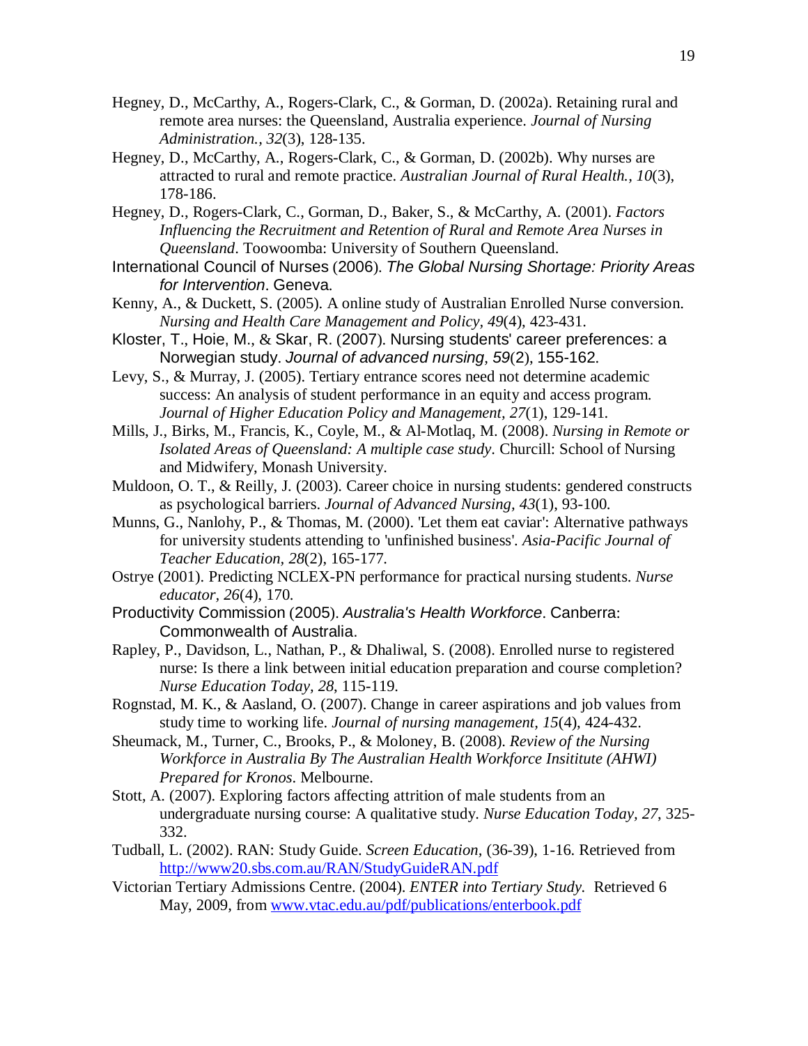Hegney, D., McCarthy, A., Rogers-Clark, C., & Gorman, D. (2002a). Retaining rural and remote area nurses: the Queensland, Australia experience. *Journal of Nursing Administration., 32*(3), 128-135.

Hegney, D., McCarthy, A., Rogers-Clark, C., & Gorman, D. (2002b). Why nurses are attracted to rural and remote practice. *Australian Journal of Rural Health., 10*(3), 178-186.

Hegney, D., Rogers-Clark, C., Gorman, D., Baker, S., & McCarthy, A. (2001). *Factors Influencing the Recruitment and Retention of Rural and Remote Area Nurses in Queensland*. Toowoomba: University of Southern Queensland.

International Council of Nurses (2006). *The Global Nursing Shortage: Priority Areas for Intervention*. Geneva.

Kenny, A., & Duckett, S. (2005). A online study of Australian Enrolled Nurse conversion. *Nursing and Health Care Management and Policy, 49*(4), 423-431.

Kloster, T., Hoie, M., & Skar, R. (2007). Nursing students' career preferences: a Norwegian study. *Journal of advanced nursing, 59*(2), 155-162.

Levy, S., & Murray, J. (2005). Tertiary entrance scores need not determine academic success: An analysis of student performance in an equity and access program. *Journal of Higher Education Policy and Management, 27*(1), 129-141.

Mills, J., Birks, M., Francis, K., Coyle, M., & Al-Motlaq, M. (2008). *Nursing in Remote or Isolated Areas of Queensland: A multiple case study*. Churcill: School of Nursing and Midwifery, Monash University.

Muldoon, O. T., & Reilly, J. (2003). Career choice in nursing students: gendered constructs as psychological barriers. *Journal of Advanced Nursing, 43*(1), 93-100.

Munns, G., Nanlohy, P., & Thomas, M. (2000). 'Let them eat caviar': Alternative pathways for university students attending to 'unfinished business'. *Asia-Pacific Journal of Teacher Education, 28*(2), 165-177.

Ostrye (2001). Predicting NCLEX-PN performance for practical nursing students. *Nurse educator, 26*(4), 170.

Productivity Commission (2005). *Australia's Health Workforce*. Canberra: Commonwealth of Australia.

Rapley, P., Davidson, L., Nathan, P., & Dhaliwal, S. (2008). Enrolled nurse to registered nurse: Is there a link between initial education preparation and course completion? *Nurse Education Today, 28*, 115-119.

Rognstad, M. K., & Aasland, O. (2007). Change in career aspirations and job values from study time to working life. *Journal of nursing management, 15*(4), 424-432.

Sheumack, M., Turner, C., Brooks, P., & Moloney, B. (2008). *Review of the Nursing Workforce in Australia By The Australian Health Workforce Insititute (AHWI) Prepared for Kronos*. Melbourne.

Stott, A. (2007). Exploring factors affecting attrition of male students from an undergraduate nursing course: A qualitative study. *Nurse Education Today, 27*, 325-332.

Tudball, L. (2002). RAN: Study Guide. *Screen Education*, (36-39), 1-16. Retrieved from http://www20.sbs.com.au/RAN/StudyGuideRAN.pdf

Victorian Tertiary Admissions Centre. (2004). *ENTER into Tertiary Study*. Retrieved 6 May, 2009, from www.vtac.edu.au/pdf/publications/enterbook.pdf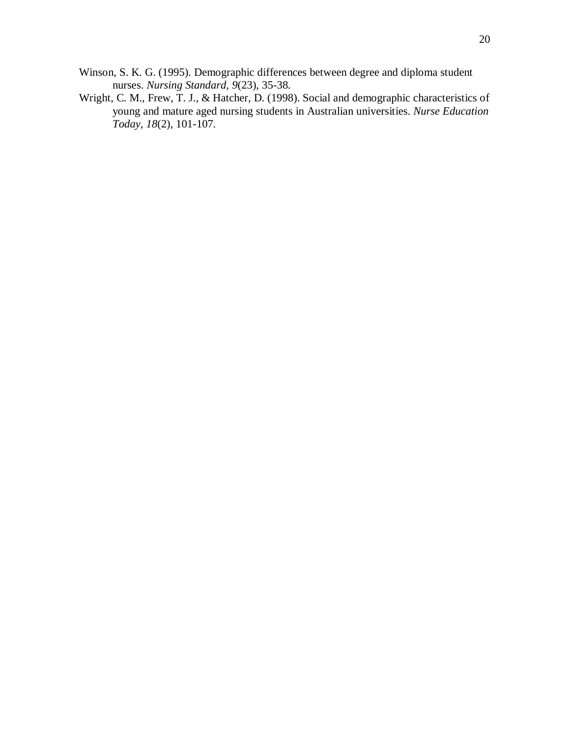Winson, S. K. G. (1995). Demographic differences between degree and diploma student nurses. *Nursing Standard, 9*(23), 35-38.

Wright, C. M., Frew, T. J., & Hatcher, D. (1998). Social and demographic characteristics of young and mature aged nursing students in Australian universities. *Nurse Education Today, 18*(2), 101-107.